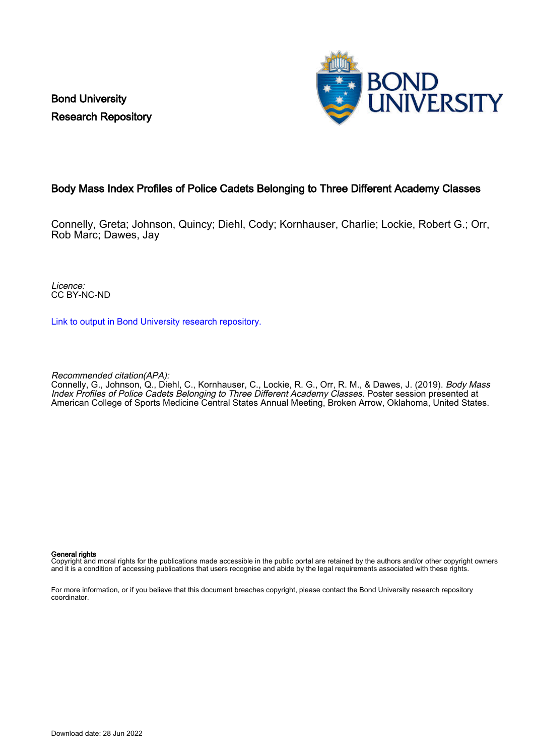Bond University
Research Repository

# Body Mass Index Profiles of Police Cadets Belonging to Three Different Academy Classes

Connelly, Greta; Johnson, Quincy; Diehl, Cody; Kornhauser, Charlie; Lockie, Robert G.; Orr, Rob Marc; Dawes, Jay

*Licence:*
CC BY-NC-ND

Link to output in Bond University research repository.

*Recommended citation(APA):*
Connelly, G., Johnson, Q., Diehl, C., Kornhauser, C., Lockie, R. G., Orr, R. M., & Dawes, J. (2019). *Body Mass Index Profiles of Police Cadets Belonging to Three Different Academy Classes*. Poster session presented at American College of Sports Medicine Central States Annual Meeting, Broken Arrow, Oklahoma, United States.

**General rights**
Copyright and moral rights for the publications made accessible in the public portal are retained by the authors and/or other copyright owners and it is a condition of accessing publications that users recognise and abide by the legal requirements associated with these rights.

For more information, or if you believe that this document breaches copyright, please contact the Bond University research repository coordinator.

Download date: 28 Jun 2022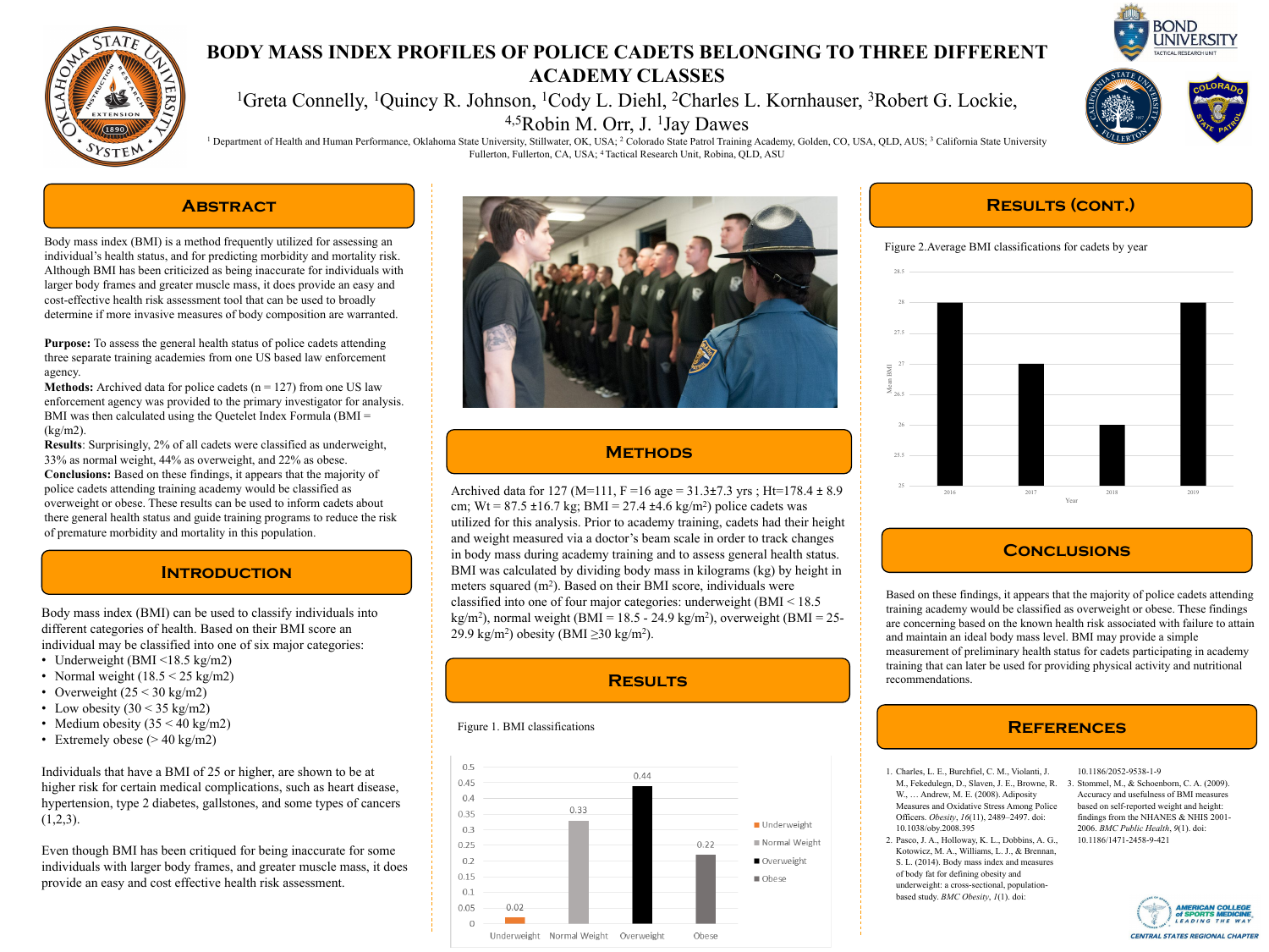# BODY MASS INDEX PROFILES OF POLICE CADETS BELONGING TO THREE DIFFERENT ACADEMY CLASSES

[1]Greta Connelly, [1]Quincy R. Johnson, [1]Cody L. Diehl, [2]Charles L. Kornhauser, [3]Robert G. Lockie, [4,5]Robin M. Orr, J. [1]Jay Dawes

[1] Department of Health and Human Performance, Oklahoma State University, Stillwater, OK, USA; [2] Colorado State Patrol Training Academy, Golden, CO, USA, QLD, AUS; [3] California State University Fullerton, Fullerton, CA, USA; [4] Tactical Research Unit, Robina, QLD, ASU

## Abstract

Body mass index (BMI) is a method frequently utilized for assessing an individual's health status, and for predicting morbidity and mortality risk. Although BMI has been criticized as being inaccurate for individuals with larger body frames and greater muscle mass, it does provide an easy and cost-effective health risk assessment tool that can be used to broadly determine if more invasive measures of body composition are warranted.

**Purpose:** To assess the general health status of police cadets attending three separate training academies from one US based law enforcement agency.

**Methods:** Archived data for police cadets (n = 127) from one US law enforcement agency was provided to the primary investigator for analysis. BMI was then calculated using the Quetelet Index Formula (BMI = (kg/m2).

**Results**: Surprisingly, 2% of all cadets were classified as underweight, 33% as normal weight, 44% as overweight, and 22% as obese.

**Conclusions:** Based on these findings, it appears that the majority of police cadets attending training academy would be classified as overweight or obese. These results can be used to inform cadets about there general health status and guide training programs to reduce the risk of premature morbidity and mortality in this population.

## Introduction

Body mass index (BMI) can be used to classify individuals into different categories of health. Based on their BMI score an individual may be classified into one of six major categories:

- Underweight (BMI <18.5 kg/m2)
- Normal weight (18.5 < 25 kg/m2)
- Overweight (25 < 30 kg/m2)
- Low obesity (30 < 35 kg/m2)
- Medium obesity (35 < 40 kg/m2)
- Extremely obese (> 40 kg/m2)

Individuals that have a BMI of 25 or higher, are shown to be at higher risk for certain medical complications, such as heart disease, hypertension, type 2 diabetes, gallstones, and some types of cancers (1,2,3).

Even though BMI has been critiqued for being inaccurate for some individuals with larger body frames, and greater muscle mass, it does provide an easy and cost effective health risk assessment.

## Methods

Archived data for 127 (M=111, F =16 age = 31.3±7.3 yrs ; Ht=178.4 ± 8.9 cm; Wt = 87.5 ±16.7 kg; BMI = 27.4 ±4.6 kg/m$^2$) police cadets was utilized for this analysis. Prior to academy training, cadets had their height and weight measured via a doctor's beam scale in order to track changes in body mass during academy training and to assess general health status. BMI was calculated by dividing body mass in kilograms (kg) by height in meters squared (m$^2$). Based on their BMI score, individuals were classified into one of four major categories: underweight (BMI < 18.5 kg/m$^2$), normal weight (BMI = 18.5 - 24.9 kg/m$^2$), overweight (BMI = 25-29.9 kg/m$^2$) obesity (BMI ≥30 kg/m$^2$).

## Results

Figure 1. BMI classifications

0.5
0.45
0.4
0.35
0.3
0.25
0.2
0.15
0.1
0.05
0

0.02
0.33
0.44
0.22

Underweight
Normal Weight
Overweight
Obese

## Results (cont.)

Figure 2.Average BMI classifications for cadets by year

Mean BMI

28.5
28
27.5
27
26.5
26
25.5
25

2016
2017
2018
2019

Year

## Conclusions

Based on these findings, it appears that the majority of police cadets attending training academy would be classified as overweight or obese. These findings are concerning based on the known health risk associated with failure to attain and maintain an ideal body mass level. BMI may provide a simple measurement of preliminary health status for cadets participating in academy training that can later be used for providing physical activity and nutritional recommendations.

## References

1. Charles, L. E., Burchfiel, C. M., Violanti, J. M., Fekedulegn, D., Slaven, J. E., Browne, R. W., … Andrew, M. E. (2008). Adiposity Measures and Oxidative Stress Among Police Officers. *Obesity*, *16*(11), 2489–2497. doi: 10.1038/oby.2008.395
2. Pasco, J. A., Holloway, K. L., Dobbins, A. G., Kotowicz, M. A., Williams, L. J., & Brennan, S. L. (2014). Body mass index and measures of body fat for defining obesity and underweight: a cross-sectional, population-based study. *BMC Obesity*, *1*(1). doi: 10.1186/2052-9538-1-9
3. Stommel, M., & Schoenborn, C. A. (2009). Accuracy and usefulness of BMI measures based on self-reported weight and height: findings from the NHANES & NHIS 2001-2006. *BMC Public Health*, *9*(1). doi: 10.1186/1471-2458-9-421